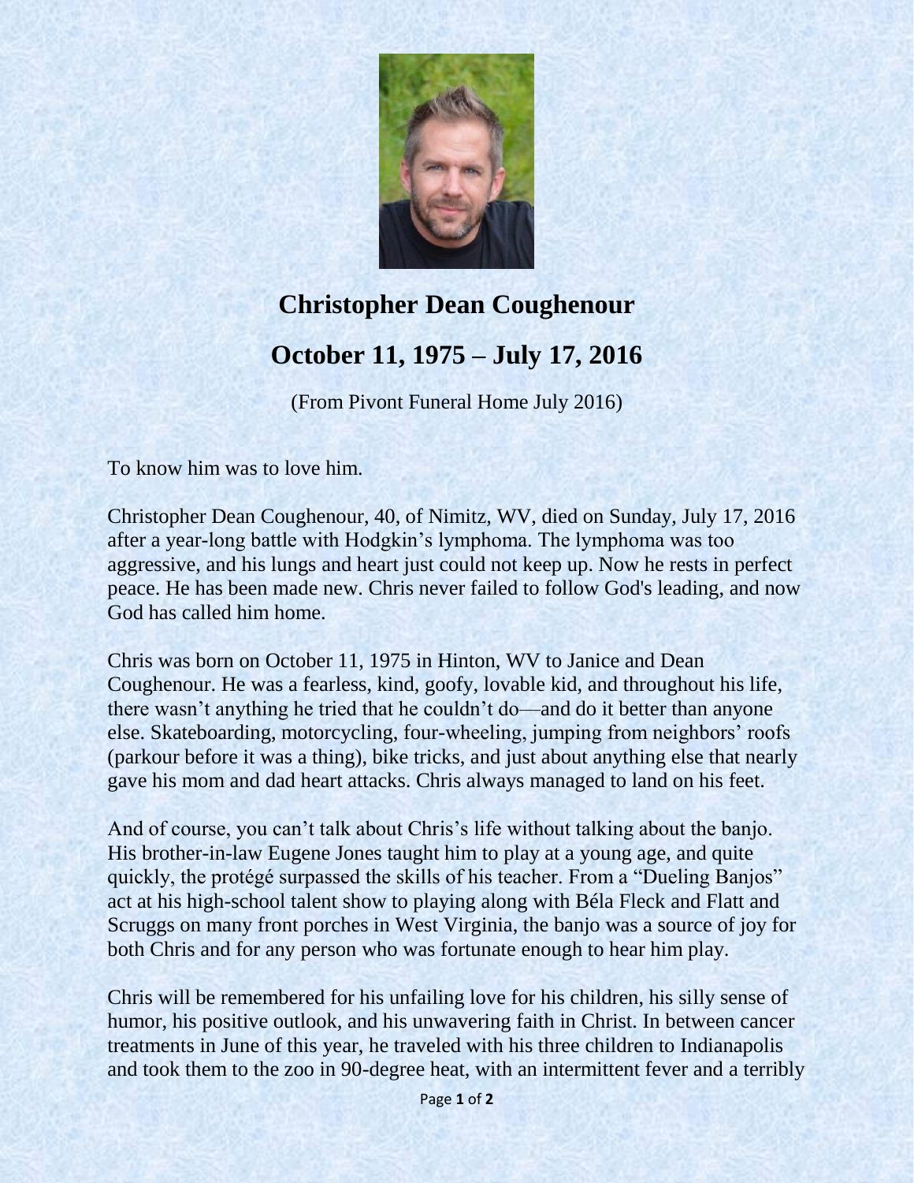# Christopher Dean Coughenour

## October 11, 1975 – July 17, 2016

(From Pivont Funeral Home July 2016)

To know him was to love him.

Christopher Dean Coughenour, 40, of Nimitz, WV, died on Sunday, July 17, 2016 after a year-long battle with Hodgkin's lymphoma. The lymphoma was too aggressive, and his lungs and heart just could not keep up. Now he rests in perfect peace. He has been made new. Chris never failed to follow God's leading, and now God has called him home.

Chris was born on October 11, 1975 in Hinton, WV to Janice and Dean Coughenour. He was a fearless, kind, goofy, lovable kid, and throughout his life, there wasn't anything he tried that he couldn't do—and do it better than anyone else. Skateboarding, motorcycling, four-wheeling, jumping from neighbors' roofs (parkour before it was a thing), bike tricks, and just about anything else that nearly gave his mom and dad heart attacks. Chris always managed to land on his feet.

And of course, you can't talk about Chris's life without talking about the banjo. His brother-in-law Eugene Jones taught him to play at a young age, and quite quickly, the protégé surpassed the skills of his teacher. From a "Dueling Banjos" act at his high-school talent show to playing along with Béla Fleck and Flatt and Scruggs on many front porches in West Virginia, the banjo was a source of joy for both Chris and for any person who was fortunate enough to hear him play.

Chris will be remembered for his unfailing love for his children, his silly sense of humor, his positive outlook, and his unwavering faith in Christ. In between cancer treatments in June of this year, he traveled with his three children to Indianapolis and took them to the zoo in 90-degree heat, with an intermittent fever and a terribly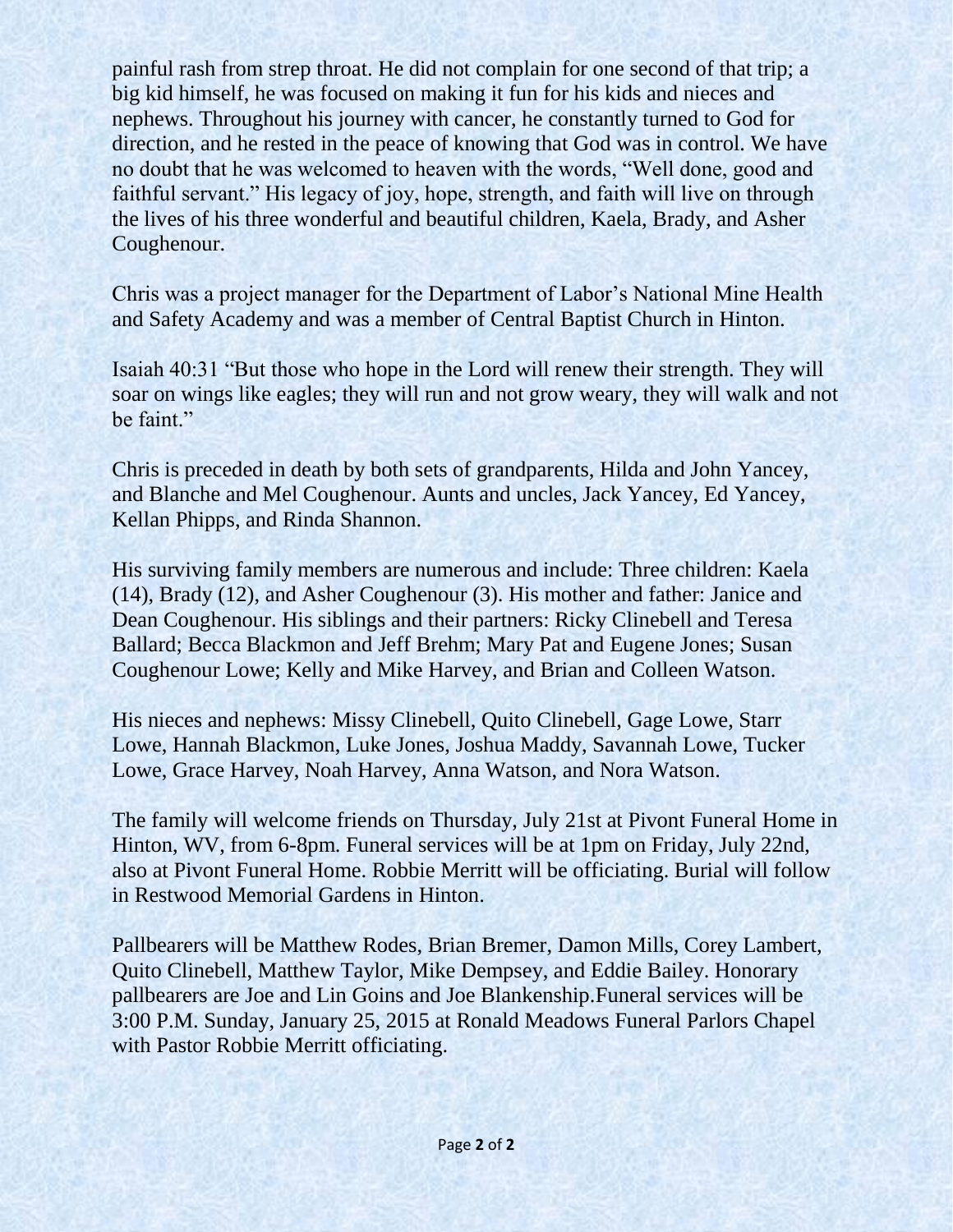painful rash from strep throat. He did not complain for one second of that trip; a big kid himself, he was focused on making it fun for his kids and nieces and nephews. Throughout his journey with cancer, he constantly turned to God for direction, and he rested in the peace of knowing that God was in control. We have no doubt that he was welcomed to heaven with the words, "Well done, good and faithful servant." His legacy of joy, hope, strength, and faith will live on through the lives of his three wonderful and beautiful children, Kaela, Brady, and Asher Coughenour.

Chris was a project manager for the Department of Labor's National Mine Health and Safety Academy and was a member of Central Baptist Church in Hinton.

Isaiah 40:31 "But those who hope in the Lord will renew their strength. They will soar on wings like eagles; they will run and not grow weary, they will walk and not be faint."

Chris is preceded in death by both sets of grandparents, Hilda and John Yancey, and Blanche and Mel Coughenour. Aunts and uncles, Jack Yancey, Ed Yancey, Kellan Phipps, and Rinda Shannon.

His surviving family members are numerous and include: Three children: Kaela (14), Brady (12), and Asher Coughenour (3). His mother and father: Janice and Dean Coughenour. His siblings and their partners: Ricky Clinebell and Teresa Ballard; Becca Blackmon and Jeff Brehm; Mary Pat and Eugene Jones; Susan Coughenour Lowe; Kelly and Mike Harvey, and Brian and Colleen Watson.

His nieces and nephews: Missy Clinebell, Quito Clinebell, Gage Lowe, Starr Lowe, Hannah Blackmon, Luke Jones, Joshua Maddy, Savannah Lowe, Tucker Lowe, Grace Harvey, Noah Harvey, Anna Watson, and Nora Watson.

The family will welcome friends on Thursday, July 21st at Pivont Funeral Home in Hinton, WV, from 6-8pm. Funeral services will be at 1pm on Friday, July 22nd, also at Pivont Funeral Home. Robbie Merritt will be officiating. Burial will follow in Restwood Memorial Gardens in Hinton.

Pallbearers will be Matthew Rodes, Brian Bremer, Damon Mills, Corey Lambert, Quito Clinebell, Matthew Taylor, Mike Dempsey, and Eddie Bailey. Honorary pallbearers are Joe and Lin Goins and Joe Blankenship.Funeral services will be 3:00 P.M. Sunday, January 25, 2015 at Ronald Meadows Funeral Parlors Chapel with Pastor Robbie Merritt officiating.